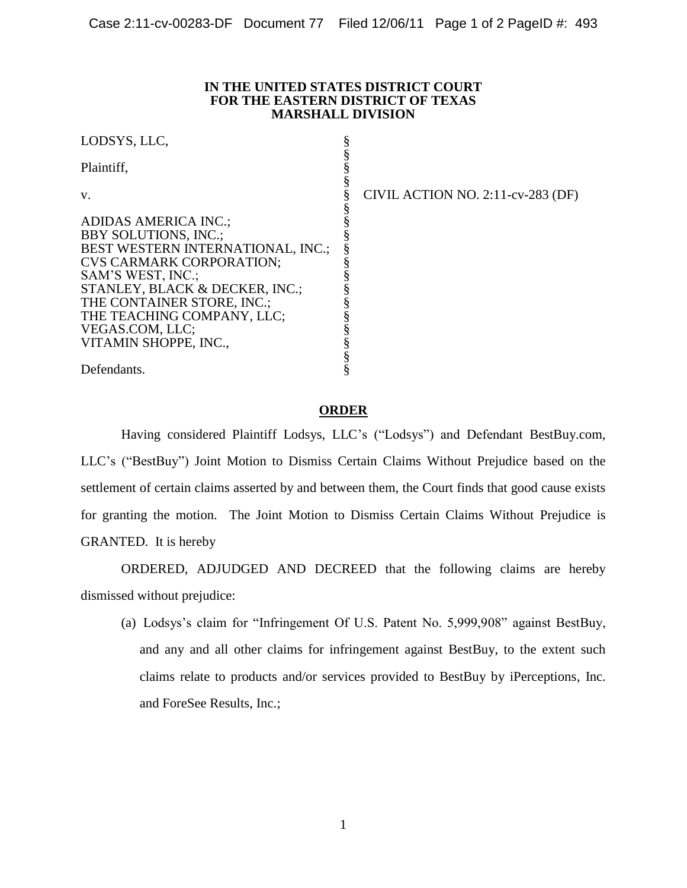**IN THE UNITED STATES DISTRICT COURT**
**FOR THE EASTERN DISTRICT OF TEXAS**
**MARSHALL DIVISION**

| | | |
|---|---|---|
| LODSYS, LLC,<br><br>Plaintiff,<br><br>v.<br><br>ADIDAS AMERICA INC.;<br>BBY SOLUTIONS, INC.;<br>BEST WESTERN INTERNATIONAL, INC.;<br>CVS CARMARK CORPORATION;<br>SAM'S WEST, INC.;<br>STANLEY, BLACK & DECKER, INC.;<br>THE CONTAINER STORE, INC.;<br>THE TEACHING COMPANY, LLC;<br>VEGAS.COM, LLC;<br>VITAMIN SHOPPE, INC.,<br><br>Defendants. | § | CIVIL ACTION NO. 2:11-cv-283 (DF) |

**ORDER**

Having considered Plaintiff Lodsys, LLC's ("Lodsys") and Defendant BestBuy.com, LLC's ("BestBuy") Joint Motion to Dismiss Certain Claims Without Prejudice based on the settlement of certain claims asserted by and between them, the Court finds that good cause exists for granting the motion. The Joint Motion to Dismiss Certain Claims Without Prejudice is GRANTED. It is hereby

ORDERED, ADJUDGED AND DECREED that the following claims are hereby dismissed without prejudice:

(a) Lodsys's claim for "Infringement Of U.S. Patent No. 5,999,908" against BestBuy, and any and all other claims for infringement against BestBuy, to the extent such claims relate to products and/or services provided to BestBuy by iPerceptions, Inc. and ForeSee Results, Inc.;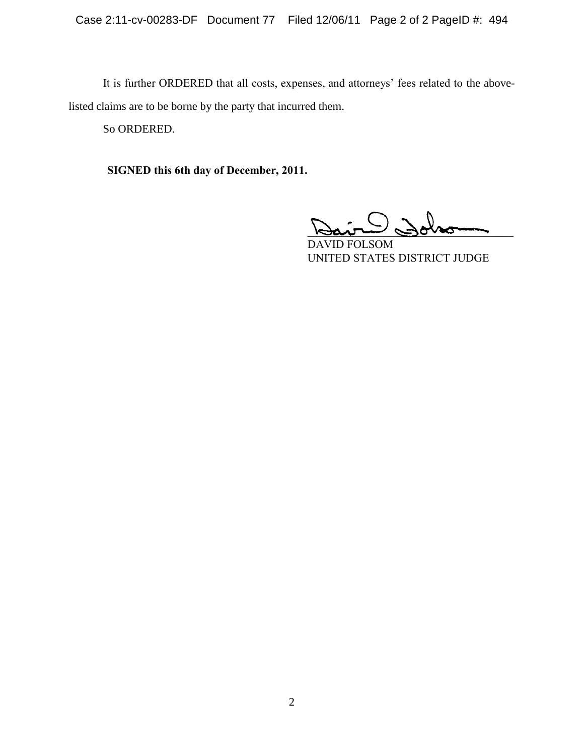It is further ORDERED that all costs, expenses, and attorneys' fees related to the above-listed claims are to be borne by the party that incurred them.

So ORDERED.

**SIGNED this 6th day of December, 2011.**

DAVID FOLSOM
UNITED STATES DISTRICT JUDGE